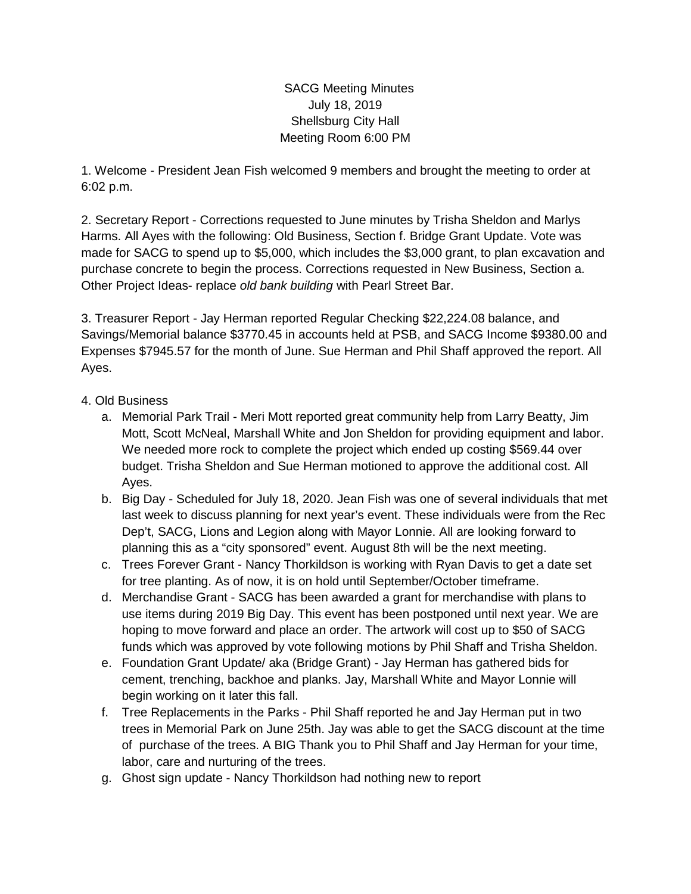SACG Meeting Minutes
July 18, 2019
Shellsburg City Hall
Meeting Room 6:00 PM

1. Welcome - President Jean Fish welcomed 9 members and brought the meeting to order at 6:02 p.m.

2. Secretary Report - Corrections requested to June minutes by Trisha Sheldon and Marlys Harms. All Ayes with the following: Old Business, Section f. Bridge Grant Update. Vote was made for SACG to spend up to $5,000, which includes the $3,000 grant, to plan excavation and purchase concrete to begin the process. Corrections requested in New Business, Section a. Other Project Ideas- replace *old bank building* with Pearl Street Bar.

3. Treasurer Report - Jay Herman reported Regular Checking $22,224.08 balance, and Savings/Memorial balance $3770.45 in accounts held at PSB, and SACG Income $9380.00 and Expenses $7945.57 for the month of June. Sue Herman and Phil Shaff approved the report. All Ayes.

4. Old Business
   a. Memorial Park Trail - Meri Mott reported great community help from Larry Beatty, Jim Mott, Scott McNeal, Marshall White and Jon Sheldon for providing equipment and labor. We needed more rock to complete the project which ended up costing $569.44 over budget. Trisha Sheldon and Sue Herman motioned to approve the additional cost. All Ayes.
   b. Big Day - Scheduled for July 18, 2020. Jean Fish was one of several individuals that met last week to discuss planning for next year's event. These individuals were from the Rec Dep't, SACG, Lions and Legion along with Mayor Lonnie. All are looking forward to planning this as a "city sponsored" event. August 8th will be the next meeting.
   c. Trees Forever Grant - Nancy Thorkildson is working with Ryan Davis to get a date set for tree planting. As of now, it is on hold until September/October timeframe.
   d. Merchandise Grant - SACG has been awarded a grant for merchandise with plans to use items during 2019 Big Day. This event has been postponed until next year. We are hoping to move forward and place an order. The artwork will cost up to $50 of SACG funds which was approved by vote following motions by Phil Shaff and Trisha Sheldon.
   e. Foundation Grant Update/ aka (Bridge Grant) - Jay Herman has gathered bids for cement, trenching, backhoe and planks. Jay, Marshall White and Mayor Lonnie will begin working on it later this fall.
   f. Tree Replacements in the Parks - Phil Shaff reported he and Jay Herman put in two trees in Memorial Park on June 25th. Jay was able to get the SACG discount at the time of purchase of the trees. A BIG Thank you to Phil Shaff and Jay Herman for your time, labor, care and nurturing of the trees.
   g. Ghost sign update - Nancy Thorkildson had nothing new to report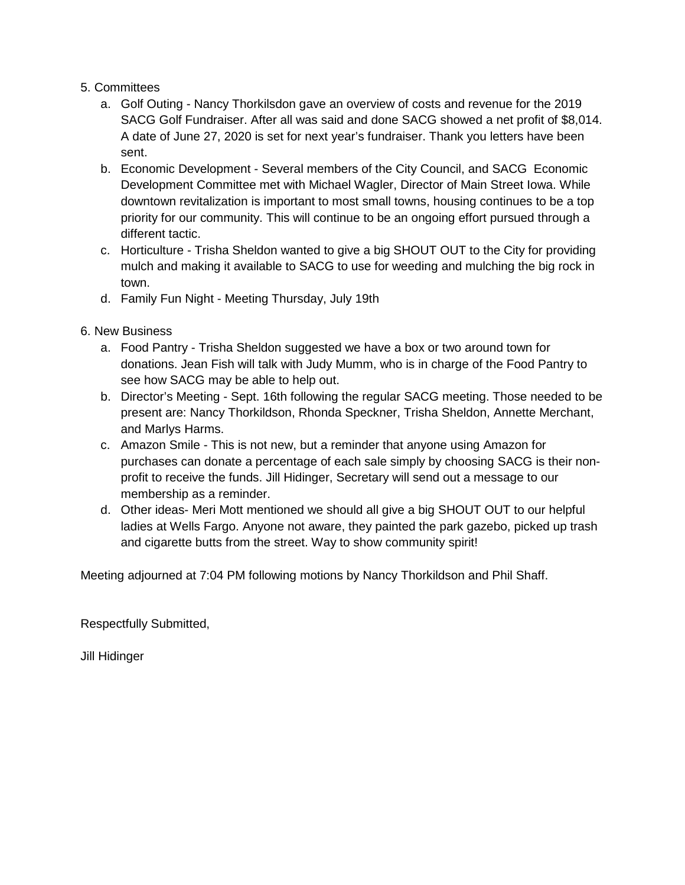5. Committees
    a. Golf Outing - Nancy Thorkilsdon gave an overview of costs and revenue for the 2019 SACG Golf Fundraiser. After all was said and done SACG showed a net profit of $8,014. A date of June 27, 2020 is set for next year's fundraiser. Thank you letters have been sent.
    b. Economic Development - Several members of the City Council, and SACG  Economic Development Committee met with Michael Wagler, Director of Main Street Iowa. While downtown revitalization is important to most small towns, housing continues to be a top priority for our community. This will continue to be an ongoing effort pursued through a different tactic.
    c. Horticulture - Trisha Sheldon wanted to give a big SHOUT OUT to the City for providing mulch and making it available to SACG to use for weeding and mulching the big rock in town.
    d. Family Fun Night - Meeting Thursday, July 19th

6. New Business
    a. Food Pantry - Trisha Sheldon suggested we have a box or two around town for donations. Jean Fish will talk with Judy Mumm, who is in charge of the Food Pantry to see how SACG may be able to help out.
    b. Director's Meeting - Sept. 16th following the regular SACG meeting. Those needed to be present are: Nancy Thorkildson, Rhonda Speckner, Trisha Sheldon, Annette Merchant, and Marlys Harms.
    c. Amazon Smile - This is not new, but a reminder that anyone using Amazon for purchases can donate a percentage of each sale simply by choosing SACG is their non-profit to receive the funds. Jill Hidinger, Secretary will send out a message to our membership as a reminder.
    d. Other ideas- Meri Mott mentioned we should all give a big SHOUT OUT to our helpful ladies at Wells Fargo. Anyone not aware, they painted the park gazebo, picked up trash and cigarette butts from the street. Way to show community spirit!

Meeting adjourned at 7:04 PM following motions by Nancy Thorkildson and Phil Shaff.

Respectfully Submitted,

Jill Hidinger